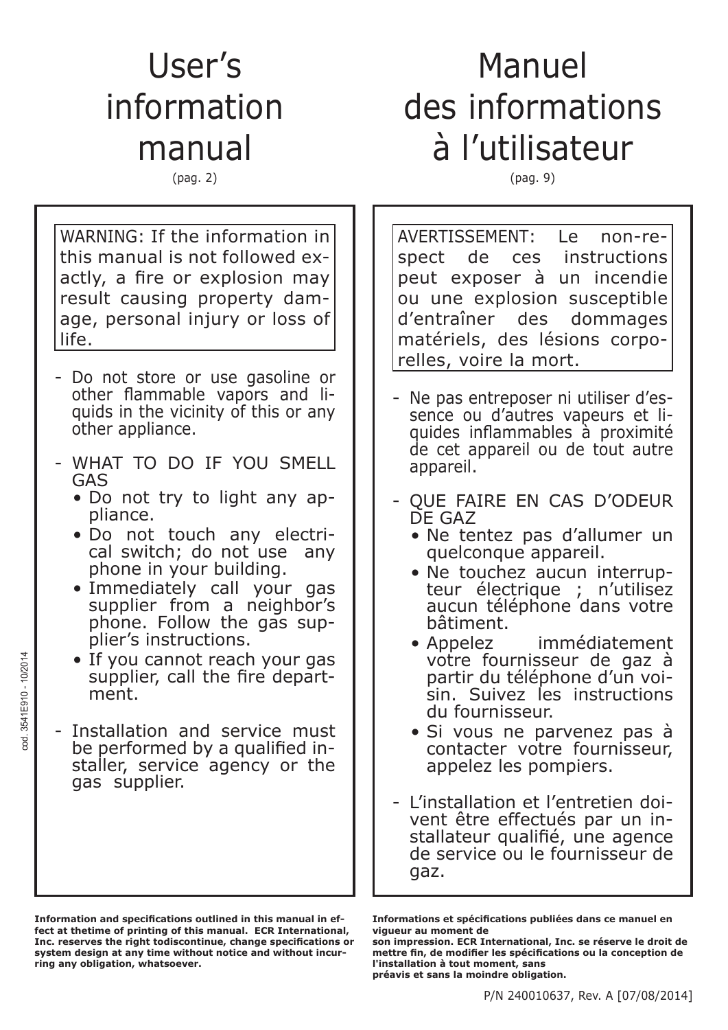# User's information manual

(pag. 2)

WARNING: If the information in this manual is not followed exactly, a fire or explosion may result causing property damage, personal injury or loss of life.

- Do not store or use gasoline or other flammable vapors and liquids in the vicinity of this or any other appliance.
- WHAT TO DO IF YOU SMELL GAS
  - Do not try to light any appliance.
  - Do not touch any electrical switch; do not use any phone in your building.
  - Immediately call your gas supplier from a neighbor's phone. Follow the gas supplier's instructions.
  - If you cannot reach your gas supplier, call the fire department.
- Installation and service must be performed by a qualified installer, service agency or the gas supplier.

**Information and specifications outlined in this manual in effect at thetime of printing of this manual. ECR International, Inc. reserves the right todiscontinue, change specifications or system design at any time without notice and without incurring any obligation, whatsoever.**

# Manuel des informations à l'utilisateur

(pag. 9)

AVERTISSEMENT: Le non-respect de ces instructions peut exposer à un incendie ou une explosion susceptible d'entraîner des dommages matériels, des lésions corporelles, voire la mort.

- Ne pas entreposer ni utiliser d'essence ou d'autres vapeurs et liquides inflammables à proximité de cet appareil ou de tout autre appareil.
- QUE FAIRE EN CAS D'ODEUR DE GAZ
  - Ne tentez pas d'allumer un quelconque appareil.
  - Ne touchez aucun interrupteur électrique ; n'utilisez aucun téléphone dans votre bâtiment.
  - Appelez immédiatement votre fournisseur de gaz à partir du téléphone d'un voisin. Suivez les instructions du fournisseur.
  - Si vous ne parvenez pas à contacter votre fournisseur, appelez les pompiers.
- L'installation et l'entretien doivent être effectués par un installateur qualifié, une agence de service ou le fournisseur de gaz.

**Informations et spécifications publiées dans ce manuel en vigueur au moment de son impression. ECR International, Inc. se réserve le droit de mettre fin, de modifier les spécifications ou la conception de l'installation à tout moment, sans préavis et sans la moindre obligation.**

cod. 3541E910 - 10/2014

P/N 240010637, Rev. A [07/08/2014]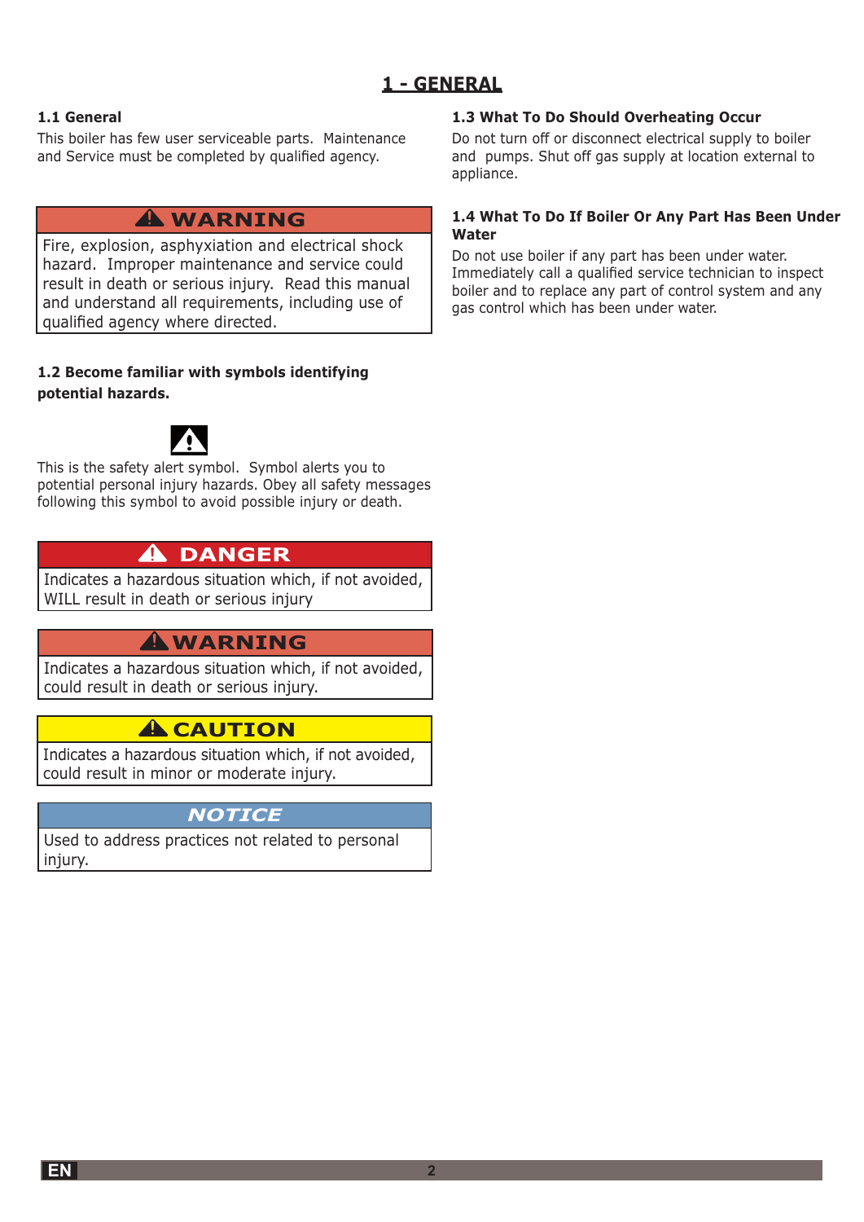# 1 - GENERAL

### 1.1 General

This boiler has few user serviceable parts. Maintenance and Service must be completed by qualified agency.

> **⚠ WARNING**
>
> Fire, explosion, asphyxiation and electrical shock hazard. Improper maintenance and service could result in death or serious injury. Read this manual and understand all requirements, including use of qualified agency where directed.

### 1.2 Become familiar with symbols identifying potential hazards.

⚠

This is the safety alert symbol. Symbol alerts you to potential personal injury hazards. Obey all safety messages following this symbol to avoid possible injury or death.

> **⚠ DANGER**
>
> Indicates a hazardous situation which, if not avoided, WILL result in death or serious injury

> **⚠ WARNING**
>
> Indicates a hazardous situation which, if not avoided, could result in death or serious injury.

> **⚠ CAUTION**
>
> Indicates a hazardous situation which, if not avoided, could result in minor or moderate injury.

> ***NOTICE***
>
> Used to address practices not related to personal injury.

### 1.3 What To Do Should Overheating Occur

Do not turn off or disconnect electrical supply to boiler and pumps. Shut off gas supply at location external to appliance.

### 1.4 What To Do If Boiler Or Any Part Has Been Under Water

Do not use boiler if any part has been under water. Immediately call a qualified service technician to inspect boiler and to replace any part of control system and any gas control which has been under water.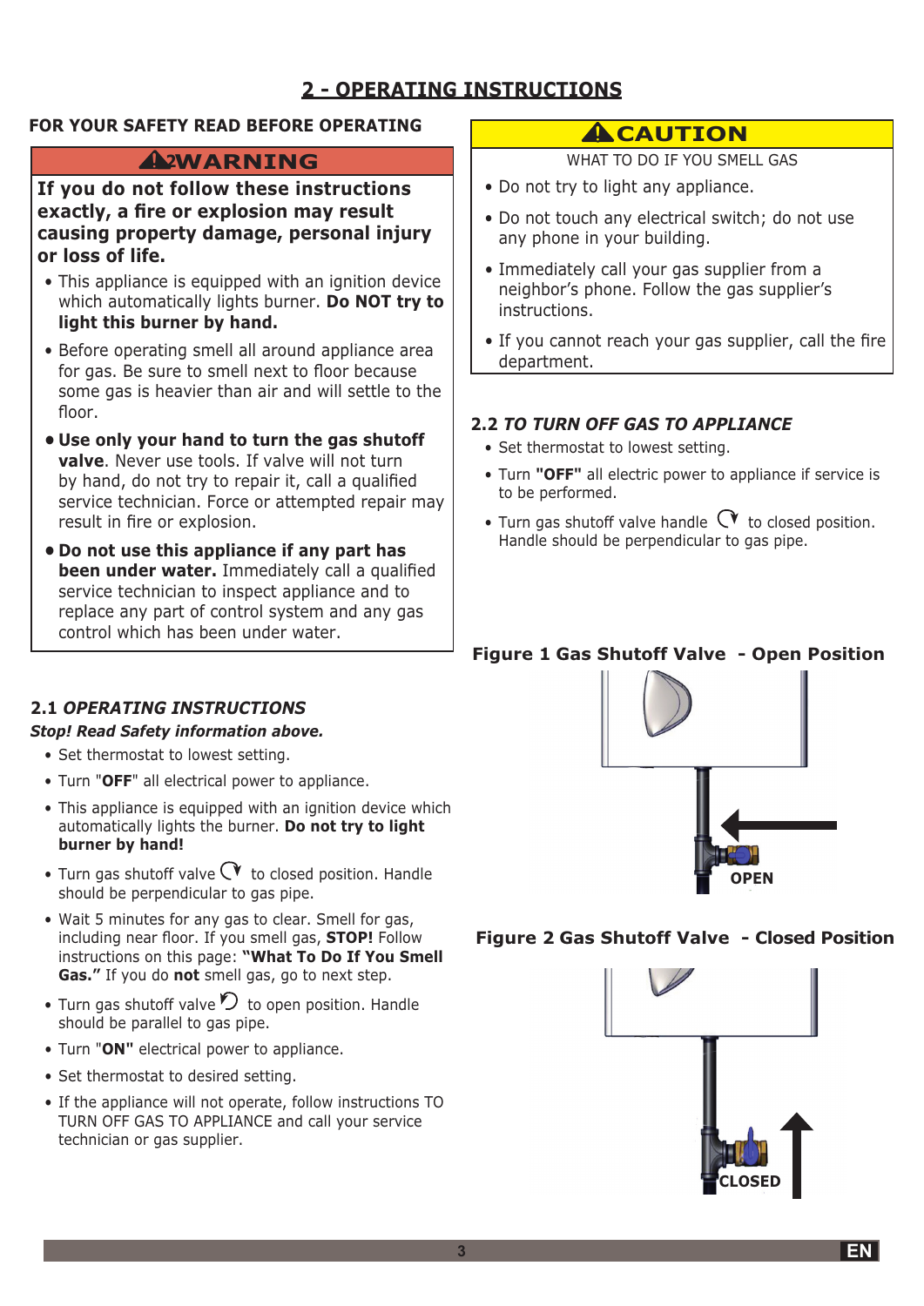# 2 - OPERATING INSTRUCTIONS

**FOR YOUR SAFETY READ BEFORE OPERATING**

**⚠ WARNING**

**If you do not follow these instructions exactly, a fire or explosion may result causing property damage, personal injury or loss of life.**

- This appliance is equipped with an ignition device which automatically lights burner. **Do NOT try to light this burner by hand.**
- Before operating smell all around appliance area for gas. Be sure to smell next to floor because some gas is heavier than air and will settle to the floor.
- **Use only your hand to turn the gas shutoff valve**. Never use tools. If valve will not turn by hand, do not try to repair it, call a qualified service technician. Force or attempted repair may result in fire or explosion.
- **Do not use this appliance if any part has been under water.** Immediately call a qualified service technician to inspect appliance and to replace any part of control system and any gas control which has been under water.

## 2.1 *OPERATING INSTRUCTIONS*

***Stop! Read Safety information above.***

- Set thermostat to lowest setting.
- Turn "**OFF**" all electrical power to appliance.
- This appliance is equipped with an ignition device which automatically lights the burner. **Do not try to light burner by hand!**
- Turn gas shutoff valve ↻ to closed position. Handle should be perpendicular to gas pipe.
- Wait 5 minutes for any gas to clear. Smell for gas, including near floor. If you smell gas, **STOP!** Follow instructions on this page: **"What To Do If You Smell Gas."** If you do **not** smell gas, go to next step.
- Turn gas shutoff valve ↺ to open position. Handle should be parallel to gas pipe.
- Turn "**ON**" electrical power to appliance.
- Set thermostat to desired setting.
- If the appliance will not operate, follow instructions TO TURN OFF GAS TO APPLIANCE and call your service technician or gas supplier.

**⚠ CAUTION**

WHAT TO DO IF YOU SMELL GAS

- Do not try to light any appliance.
- Do not touch any electrical switch; do not use any phone in your building.
- Immediately call your gas supplier from a neighbor's phone. Follow the gas supplier's instructions.
- If you cannot reach your gas supplier, call the fire department.

## 2.2 *TO TURN OFF GAS TO APPLIANCE*

- Set thermostat to lowest setting.
- Turn **"OFF"** all electric power to appliance if service is to be performed.
- Turn gas shutoff valve handle ↻ to closed position. Handle should be perpendicular to gas pipe.

**Figure 1 Gas Shutoff Valve - Open Position**

OPEN

**Figure 2 Gas Shutoff Valve - Closed Position**

CLOSED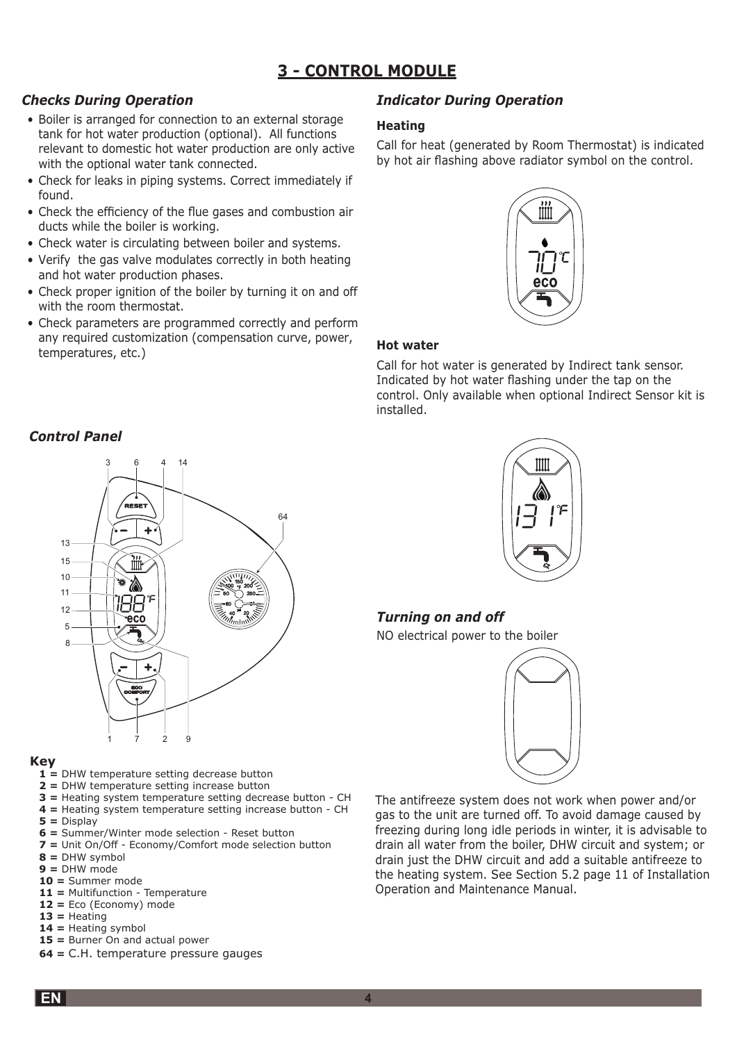## 3 - CONTROL MODULE

### *Checks During Operation*

- Boiler is arranged for connection to an external storage tank for hot water production (optional). All functions relevant to domestic hot water production are only active with the optional water tank connected.
- Check for leaks in piping systems. Correct immediately if found.
- Check the efficiency of the flue gases and combustion air ducts while the boiler is working.
- Check water is circulating between boiler and systems.
- Verify the gas valve modulates correctly in both heating and hot water production phases.
- Check proper ignition of the boiler by turning it on and off with the room thermostat.
- Check parameters are programmed correctly and perform any required customization (compensation curve, power, temperatures, etc.)

### *Control Panel*

**Key**

**1 =** DHW temperature setting decrease button
**2 =** DHW temperature setting increase button
**3 =** Heating system temperature setting decrease button - CH
**4 =** Heating system temperature setting increase button - CH
**5 =** Display
**6 =** Summer/Winter mode selection - Reset button
**7 =** Unit On/Off - Economy/Comfort mode selection button
**8 =** DHW symbol
**9 =** DHW mode
**10 =** Summer mode
**11 =** Multifunction - Temperature
**12 =** Eco (Economy) mode
**13 =** Heating
**14 =** Heating symbol
**15 =** Burner On and actual power
**64 =** C.H. temperature pressure gauges

### *Indicator During Operation*

**Heating**

Call for heat (generated by Room Thermostat) is indicated by hot air flashing above radiator symbol on the control.

**Hot water**

Call for hot water is generated by Indirect tank sensor. Indicated by hot water flashing under the tap on the control. Only available when optional Indirect Sensor kit is installed.

### *Turning on and off*

NO electrical power to the boiler

The antifreeze system does not work when power and/or gas to the unit are turned off. To avoid damage caused by freezing during long idle periods in winter, it is advisable to drain all water from the boiler, DHW circuit and system; or drain just the DHW circuit and add a suitable antifreeze to the heating system. See Section 5.2 page 11 of Installation Operation and Maintenance Manual.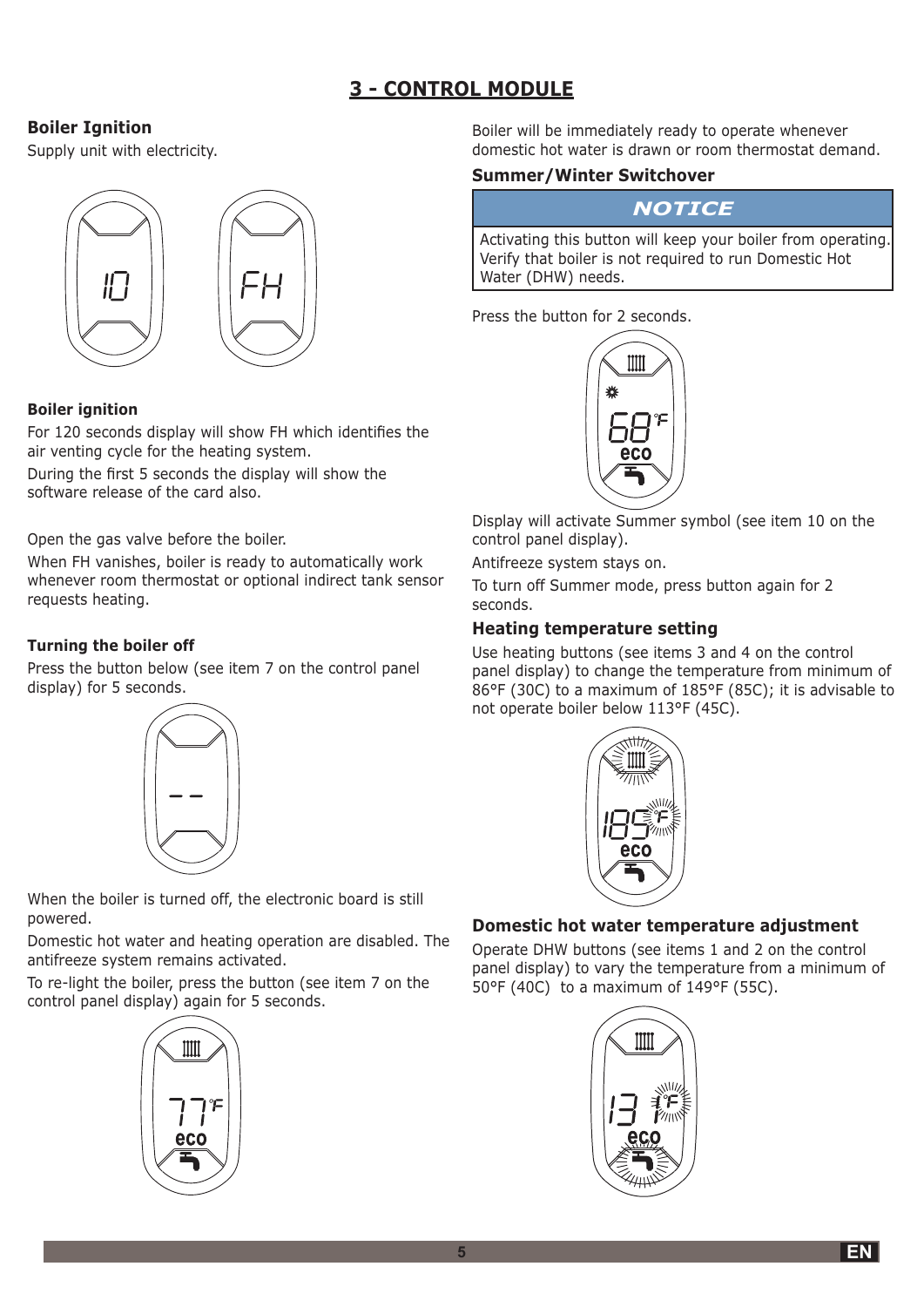# 3 - CONTROL MODULE

### Boiler Ignition

Supply unit with electricity.

**Boiler ignition**

For 120 seconds display will show FH which identifies the air venting cycle for the heating system.

During the first 5 seconds the display will show the software release of the card also.

Open the gas valve before the boiler.

When FH vanishes, boiler is ready to automatically work whenever room thermostat or optional indirect tank sensor requests heating.

**Turning the boiler off**

Press the button below (see item 7 on the control panel display) for 5 seconds.

When the boiler is turned off, the electronic board is still powered.

Domestic hot water and heating operation are disabled. The antifreeze system remains activated.

To re-light the boiler, press the button (see item 7 on the control panel display) again for 5 seconds.

Boiler will be immediately ready to operate whenever domestic hot water is drawn or room thermostat demand.

### Summer/Winter Switchover

| NOTICE |
|---|
| Activating this button will keep your boiler from operating. Verify that boiler is not required to run Domestic Hot Water (DHW) needs. |

Press the button for 2 seconds.

Display will activate Summer symbol (see item 10 on the control panel display).

Antifreeze system stays on.

To turn off Summer mode, press button again for 2 seconds.

### Heating temperature setting

Use heating buttons (see items 3 and 4 on the control panel display) to change the temperature from minimum of 86°F (30C) to a maximum of 185°F (85C); it is advisable to not operate boiler below 113°F (45C).

### Domestic hot water temperature adjustment

Operate DHW buttons (see items 1 and 2 on the control panel display) to vary the temperature from a minimum of 50°F (40C) to a maximum of 149°F (55C).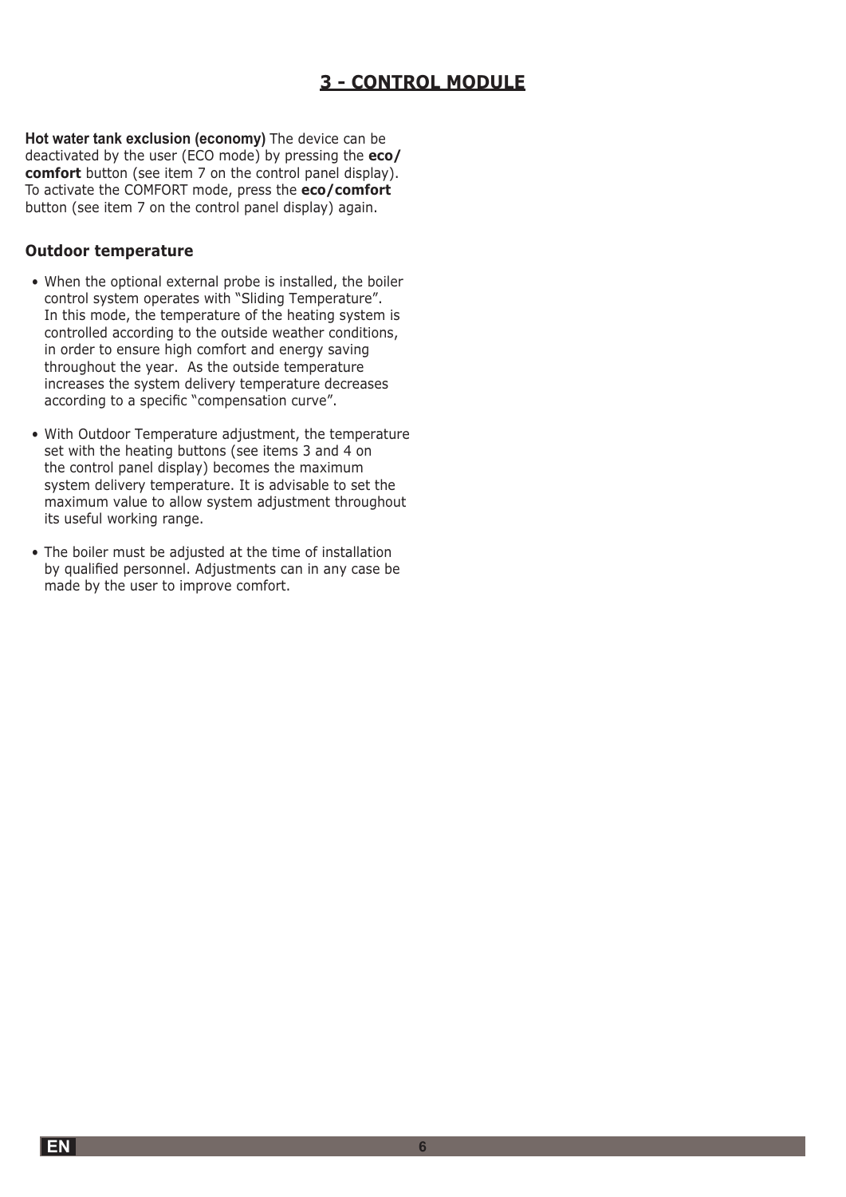## 3 - CONTROL MODULE

**Hot water tank exclusion (economy)** The device can be deactivated by the user (ECO mode) by pressing the **eco/comfort** button (see item 7 on the control panel display). To activate the COMFORT mode, press the **eco/comfort** button (see item 7 on the control panel display) again.

### Outdoor temperature

- When the optional external probe is installed, the boiler control system operates with "Sliding Temperature". In this mode, the temperature of the heating system is controlled according to the outside weather conditions, in order to ensure high comfort and energy saving throughout the year. As the outside temperature increases the system delivery temperature decreases according to a specific "compensation curve".
- With Outdoor Temperature adjustment, the temperature set with the heating buttons (see items 3 and 4 on the control panel display) becomes the maximum system delivery temperature. It is advisable to set the maximum value to allow system adjustment throughout its useful working range.
- The boiler must be adjusted at the time of installation by qualified personnel. Adjustments can in any case be made by the user to improve comfort.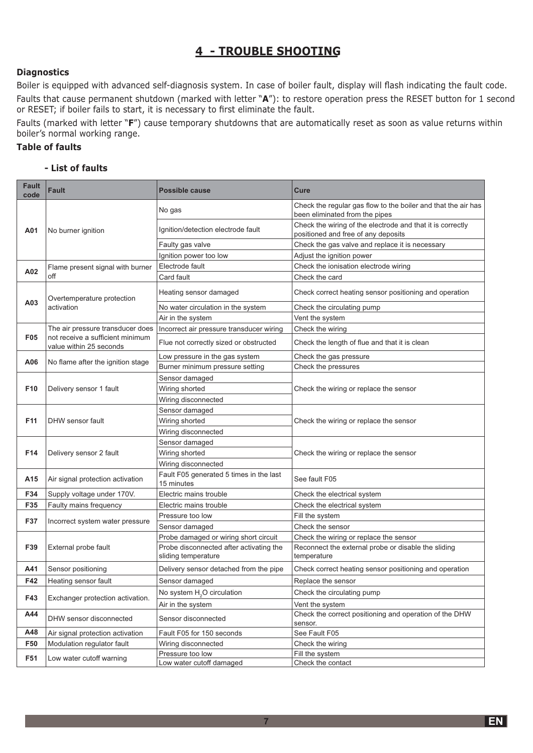# 4 - TROUBLE SHOOTING

### Diagnostics

Boiler is equipped with advanced self-diagnosis system. In case of boiler fault, display will flash indicating the fault code.

Faults that cause permanent shutdown (marked with letter "**A**"): to restore operation press the RESET button for 1 second or RESET; if boiler fails to start, it is necessary to first eliminate the fault.

Faults (marked with letter "**F**") cause temporary shutdowns that are automatically reset as soon as value returns within boiler's normal working range.

### Table of faults

#### - List of faults

| Fault code | Fault | Possible cause | Cure |
|---|---|---|---|
| **A01** | No burner ignition | No gas | Check the regular gas flow to the boiler and that the air has been eliminated from the pipes |
| | | Ignition/detection electrode fault | Check the wiring of the electrode and that it is correctly positioned and free of any deposits |
| | | Faulty gas valve | Check the gas valve and replace it is necessary |
| | | Ignition power too low | Adjust the ignition power |
| **A02** | Flame present signal with burner off | Electrode fault | Check the ionisation electrode wiring |
| | | Card fault | Check the card |
| **A03** | Overtemperature protection activation | Heating sensor damaged | Check correct heating sensor positioning and operation |
| | | No water circulation in the system | Check the circulating pump |
| | | Air in the system | Vent the system |
| **F05** | The air pressure transducer does not receive a sufficient minimum value within 25 seconds | Incorrect air pressure transducer wiring | Check the wiring |
| | | Flue not correctly sized or obstructed | Check the length of flue and that it is clean |
| **A06** | No flame after the ignition stage | Low pressure in the gas system | Check the gas pressure |
| | | Burner minimum pressure setting | Check the pressures |
| **F10** | Delivery sensor 1 fault | Sensor damaged | Check the wiring or replace the sensor |
| | | Wiring shorted | |
| | | Wiring disconnected | |
| **F11** | DHW sensor fault | Sensor damaged | Check the wiring or replace the sensor |
| | | Wiring shorted | |
| | | Wiring disconnected | |
| **F14** | Delivery sensor 2 fault | Sensor damaged | Check the wiring or replace the sensor |
| | | Wiring shorted | |
| | | Wiring disconnected | |
| **A15** | Air signal protection activation | Fault F05 generated 5 times in the last 15 minutes | See fault F05 |
| **F34** | Supply voltage under 170V. | Electric mains trouble | Check the electrical system |
| **F35** | Faulty mains frequency | Electric mains trouble | Check the electrical system |
| **F37** | Incorrect system water pressure | Pressure too low | Fill the system |
| | | Sensor damaged | Check the sensor |
| **F39** | External probe fault | Probe damaged or wiring short circuit | Check the wiring or replace the sensor |
| | | Probe disconnected after activating the sliding temperature | Reconnect the external probe or disable the sliding temperature |
| **A41** | Sensor positioning | Delivery sensor detached from the pipe | Check correct heating sensor positioning and operation |
| **F42** | Heating sensor fault | Sensor damaged | Replace the sensor |
| **F43** | Exchanger protection activation. | No system $H_2O$ circulation | Check the circulating pump |
| | | Air in the system | Vent the system |
| **A44** | DHW sensor disconnected | Sensor disconnected | Check the correct positioning and operation of the DHW sensor. |
| **A48** | Air signal protection activation | Fault F05 for 150 seconds | See Fault F05 |
| **F50** | Modulation regulator fault | Wiring disconnected | Check the wiring |
| **F51** | Low water cutoff warning | Pressure too low | Fill the system |
| | | Low water cutoff damaged | Check the contact |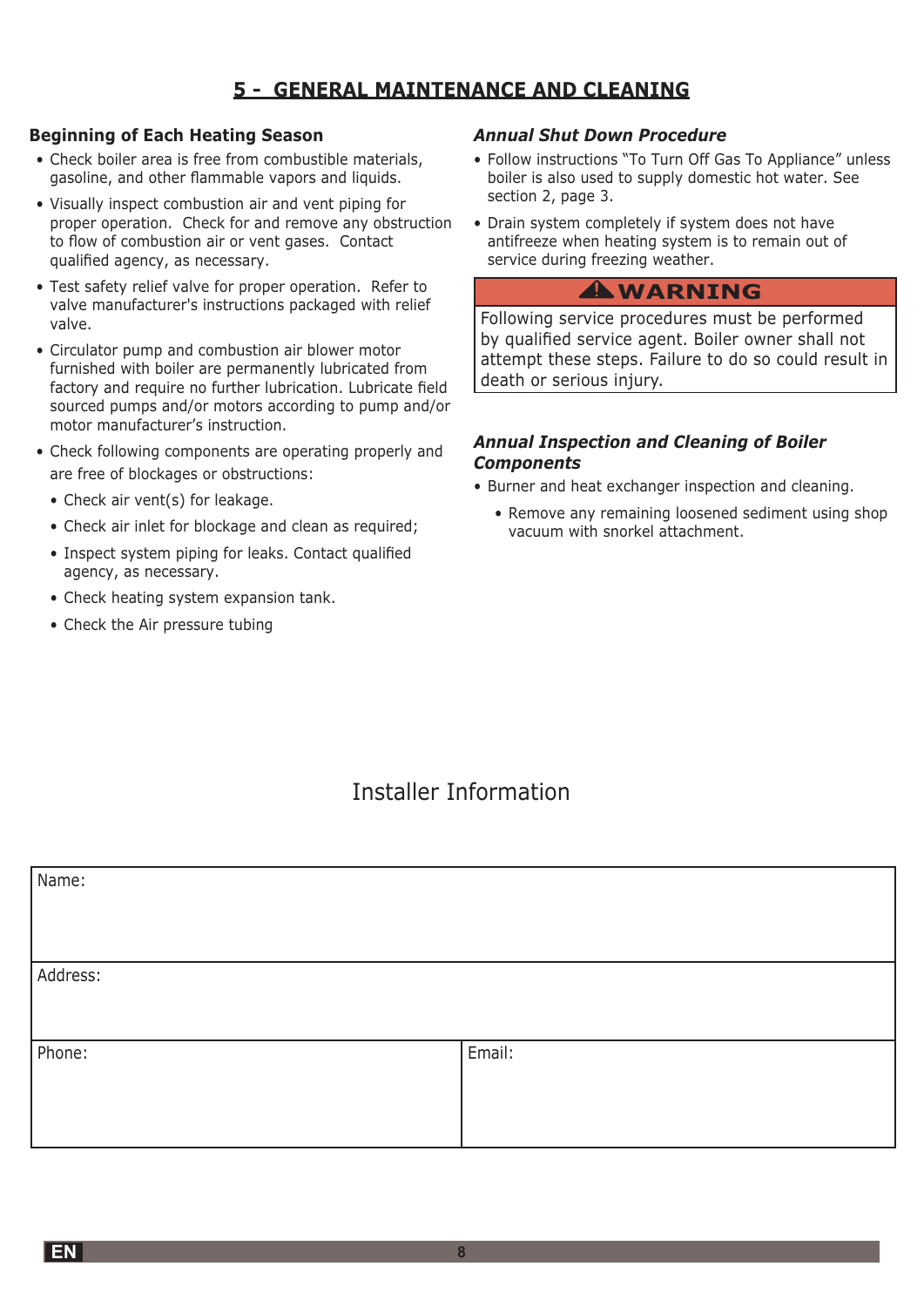# 5 - GENERAL MAINTENANCE AND CLEANING

### Beginning of Each Heating Season

- Check boiler area is free from combustible materials, gasoline, and other flammable vapors and liquids.
- Visually inspect combustion air and vent piping for proper operation. Check for and remove any obstruction to flow of combustion air or vent gases. Contact qualified agency, as necessary.
- Test safety relief valve for proper operation. Refer to valve manufacturer's instructions packaged with relief valve.
- Circulator pump and combustion air blower motor furnished with boiler are permanently lubricated from factory and require no further lubrication. Lubricate field sourced pumps and/or motors according to pump and/or motor manufacturer's instruction.
- Check following components are operating properly and are free of blockages or obstructions:
  - Check air vent(s) for leakage.
  - Check air inlet for blockage and clean as required;
  - Inspect system piping for leaks. Contact qualified agency, as necessary.
  - Check heating system expansion tank.
  - Check the Air pressure tubing

### *Annual Shut Down Procedure*

- Follow instructions "To Turn Off Gas To Appliance" unless boiler is also used to supply domestic hot water. See section 2, page 3.
- Drain system completely if system does not have antifreeze when heating system is to remain out of service during freezing weather.

> **⚠ WARNING**
>
> Following service procedures must be performed by qualified service agent. Boiler owner shall not attempt these steps. Failure to do so could result in death or serious injury.

### *Annual Inspection and Cleaning of Boiler Components*

- Burner and heat exchanger inspection and cleaning.
  - Remove any remaining loosened sediment using shop vacuum with snorkel attachment.

## Installer Information

| Name: | |
|---|---|
| Address: | |
| Phone: | Email: |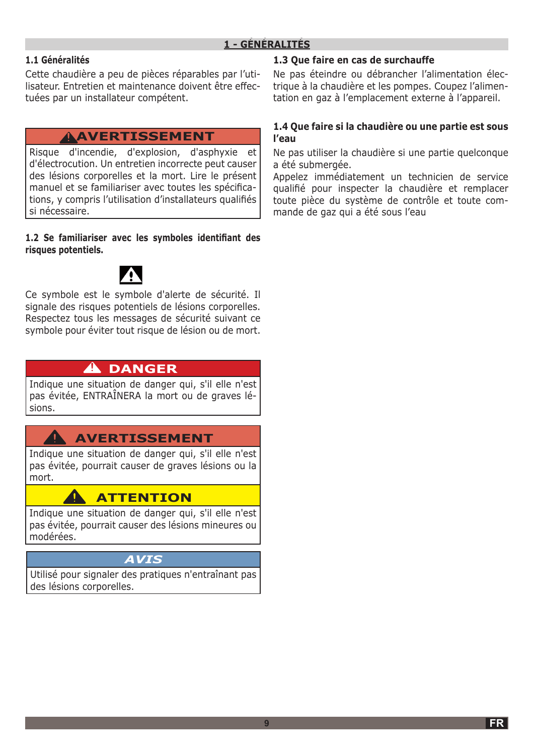# 1 - GÉNÉRALITÉS

### 1.1 Généralités

Cette chaudière a peu de pièces réparables par l'utilisateur. Entretien et maintenance doivent être effectuées par un installateur compétent.

**⚠ AVERTISSEMENT**

Risque d'incendie, d'explosion, d'asphyxie et d'électrocution. Un entretien incorrect peut causer des lésions corporelles et la mort. Lire le présent manuel et se familiariser avec toutes les spécifications, y compris l'utilisation d'installateurs qualifiés si nécessaire.

### 1.2 Se familiariser avec les symboles identifiant des risques potentiels.

⚠

Ce symbole est le symbole d'alerte de sécurité. Il signale des risques potentiels de lésions corporelles. Respectez tous les messages de sécurité suivant ce symbole pour éviter tout risque de lésion ou de mort.

**⚠ DANGER**

Indique une situation de danger qui, s'il elle n'est pas évitée, ENTRAÎNERA la mort ou de graves lésions.

**⚠ AVERTISSEMENT**

Indique une situation de danger qui, s'il elle n'est pas évitée, pourrait causer de graves lésions ou la mort.

**⚠ ATTENTION**

Indique une situation de danger qui, s'il elle n'est pas évitée, pourrait causer des lésions mineures ou modérées.

***AVIS***

Utilisé pour signaler des pratiques n'entraînant pas des lésions corporelles.

### 1.3 Que faire en cas de surchauffe

Ne pas éteindre ou débrancher l'alimentation électrique à la chaudière et les pompes. Coupez l'alimentation en gaz à l'emplacement externe à l'appareil.

### 1.4 Que faire si la chaudière ou une partie est sous l'eau

Ne pas utiliser la chaudière si une partie quelconque a été submergée.

Appelez immédiatement un technicien de service qualifié pour inspecter la chaudière et remplacer toute pièce du système de contrôle et toute commande de gaz qui a été sous l'eau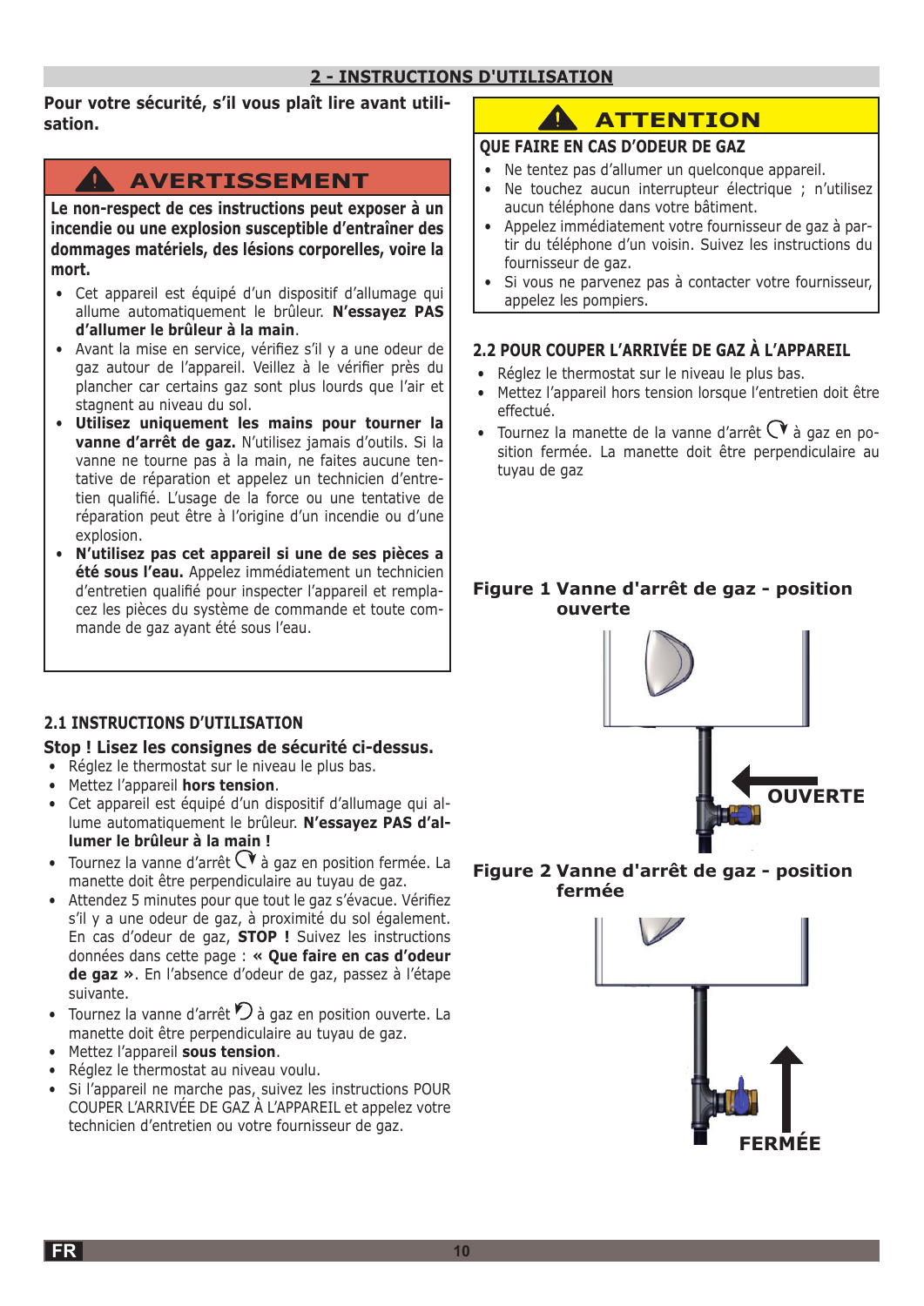## 2 - INSTRUCTIONS D'UTILISATION

**Pour votre sécurité, s'il vous plaît lire avant utilisation.**

### ⚠ AVERTISSEMENT

**Le non-respect de ces instructions peut exposer à un incendie ou une explosion susceptible d'entraîner des dommages matériels, des lésions corporelles, voire la mort.**

- Cet appareil est équipé d'un dispositif d'allumage qui allume automatiquement le brûleur. **N'essayez PAS d'allumer le brûleur à la main**.
- Avant la mise en service, vérifiez s'il y a une odeur de gaz autour de l'appareil. Veillez à le vérifier près du plancher car certains gaz sont plus lourds que l'air et stagnent au niveau du sol.
- **Utilisez uniquement les mains pour tourner la vanne d'arrêt de gaz.** N'utilisez jamais d'outils. Si la vanne ne tourne pas à la main, ne faites aucune tentative de réparation et appelez un technicien d'entretien qualifié. L'usage de la force ou une tentative de réparation peut être à l'origine d'un incendie ou d'une explosion.
- **N'utilisez pas cet appareil si une de ses pièces a été sous l'eau.** Appelez immédiatement un technicien d'entretien qualifié pour inspecter l'appareil et remplacez les pièces du système de commande et toute commande de gaz ayant été sous l'eau.

### 2.1 INSTRUCTIONS D'UTILISATION

**Stop ! Lisez les consignes de sécurité ci-dessus.**

- Réglez le thermostat sur le niveau le plus bas.
- Mettez l'appareil **hors tension**.
- Cet appareil est équipé d'un dispositif d'allumage qui allume automatiquement le brûleur. **N'essayez PAS d'allumer le brûleur à la main !**
- Tournez la vanne d'arrêt ↻ à gaz en position fermée. La manette doit être perpendiculaire au tuyau de gaz.
- Attendez 5 minutes pour que tout le gaz s'évacue. Vérifiez s'il y a une odeur de gaz, à proximité du sol également. En cas d'odeur de gaz, **STOP !** Suivez les instructions données dans cette page : **« Que faire en cas d'odeur de gaz »**. En l'absence d'odeur de gaz, passez à l'étape suivante.
- Tournez la vanne d'arrêt ↺ à gaz en position ouverte. La manette doit être perpendiculaire au tuyau de gaz.
- Mettez l'appareil **sous tension**.
- Réglez le thermostat au niveau voulu.
- Si l'appareil ne marche pas, suivez les instructions POUR COUPER L'ARRIVÉE DE GAZ À L'APPAREIL et appelez votre technicien d'entretien ou votre fournisseur de gaz.

### ⚠ ATTENTION

**QUE FAIRE EN CAS D'ODEUR DE GAZ**

- Ne tentez pas d'allumer un quelconque appareil.
- Ne touchez aucun interrupteur électrique ; n'utilisez aucun téléphone dans votre bâtiment.
- Appelez immédiatement votre fournisseur de gaz à partir du téléphone d'un voisin. Suivez les instructions du fournisseur de gaz.
- Si vous ne parvenez pas à contacter votre fournisseur, appelez les pompiers.

### 2.2 POUR COUPER L'ARRIVÉE DE GAZ À L'APPAREIL

- Réglez le thermostat sur le niveau le plus bas.
- Mettez l'appareil hors tension lorsque l'entretien doit être effectué.
- Tournez la manette de la vanne d'arrêt ↻ à gaz en position fermée. La manette doit être perpendiculaire au tuyau de gaz

**Figure 1 Vanne d'arrêt de gaz - position ouverte**

OUVERTE

**Figure 2 Vanne d'arrêt de gaz - position fermée**

FERMÉE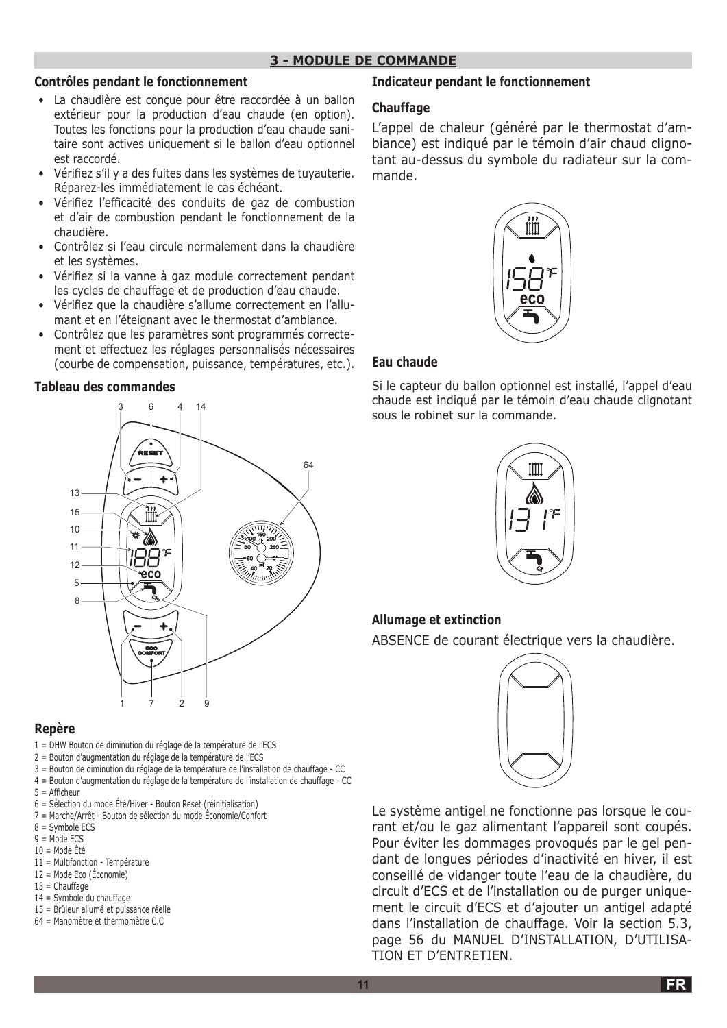## 3 - MODULE DE COMMANDE

### Contrôles pendant le fonctionnement

- La chaudière est conçue pour être raccordée à un ballon extérieur pour la production d'eau chaude (en option). Toutes les fonctions pour la production d'eau chaude sanitaire sont actives uniquement si le ballon d'eau optionnel est raccordé.
- Vérifiez s'il y a des fuites dans les systèmes de tuyauterie. Réparez-les immédiatement le cas échéant.
- Vérifiez l'efficacité des conduits de gaz de combustion et d'air de combustion pendant le fonctionnement de la chaudière.
- Contrôlez si l'eau circule normalement dans la chaudière et les systèmes.
- Vérifiez si la vanne à gaz module correctement pendant les cycles de chauffage et de production d'eau chaude.
- Vérifiez que la chaudière s'allume correctement en l'allumant et en l'éteignant avec le thermostat d'ambiance.
- Contrôlez que les paramètres sont programmés correctement et effectuez les réglages personnalisés nécessaires (courbe de compensation, puissance, températures, etc.).

### Tableau des commandes

### Repère

1 = DHW Bouton de diminution du réglage de la température de l'ECS
2 = Bouton d'augmentation du réglage de la température de l'ECS
3 = Bouton de diminution du réglage de la température de l'installation de chauffage - CC
4 = Bouton d'augmentation du réglage de la température de l'installation de chauffage - CC
5 = Afficheur
6 = Sélection du mode Été/Hiver - Bouton Reset (réinitialisation)
7 = Marche/Arrêt - Bouton de sélection du mode Économie/Confort
8 = Symbole ECS
9 = Mode ECS
10 = Mode Été
11 = Multifonction - Température
12 = Mode Eco (Économie)
13 = Chauffage
14 = Symbole du chauffage
15 = Brûleur allumé et puissance réelle
64 = Manomètre et thermomètre C.C

### Indicateur pendant le fonctionnement

#### Chauffage

L'appel de chaleur (généré par le thermostat d'ambiance) est indiqué par le témoin d'air chaud clignotant au-dessus du symbole du radiateur sur la commande.

#### Eau chaude

Si le capteur du ballon optionnel est installé, l'appel d'eau chaude est indiqué par le témoin d'eau chaude clignotant sous le robinet sur la commande.

#### Allumage et extinction

ABSENCE de courant électrique vers la chaudière.

Le système antigel ne fonctionne pas lorsque le courant et/ou le gaz alimentant l'appareil sont coupés. Pour éviter les dommages provoqués par le gel pendant de longues périodes d'inactivité en hiver, il est conseillé de vidanger toute l'eau de la chaudière, du circuit d'ECS et de l'installation ou de purger uniquement le circuit d'ECS et d'ajouter un antigel adapté dans l'installation de chauffage. Voir la section 5.3, page 56 du MANUEL D'INSTALLATION, D'UTILISATION ET D'ENTRETIEN.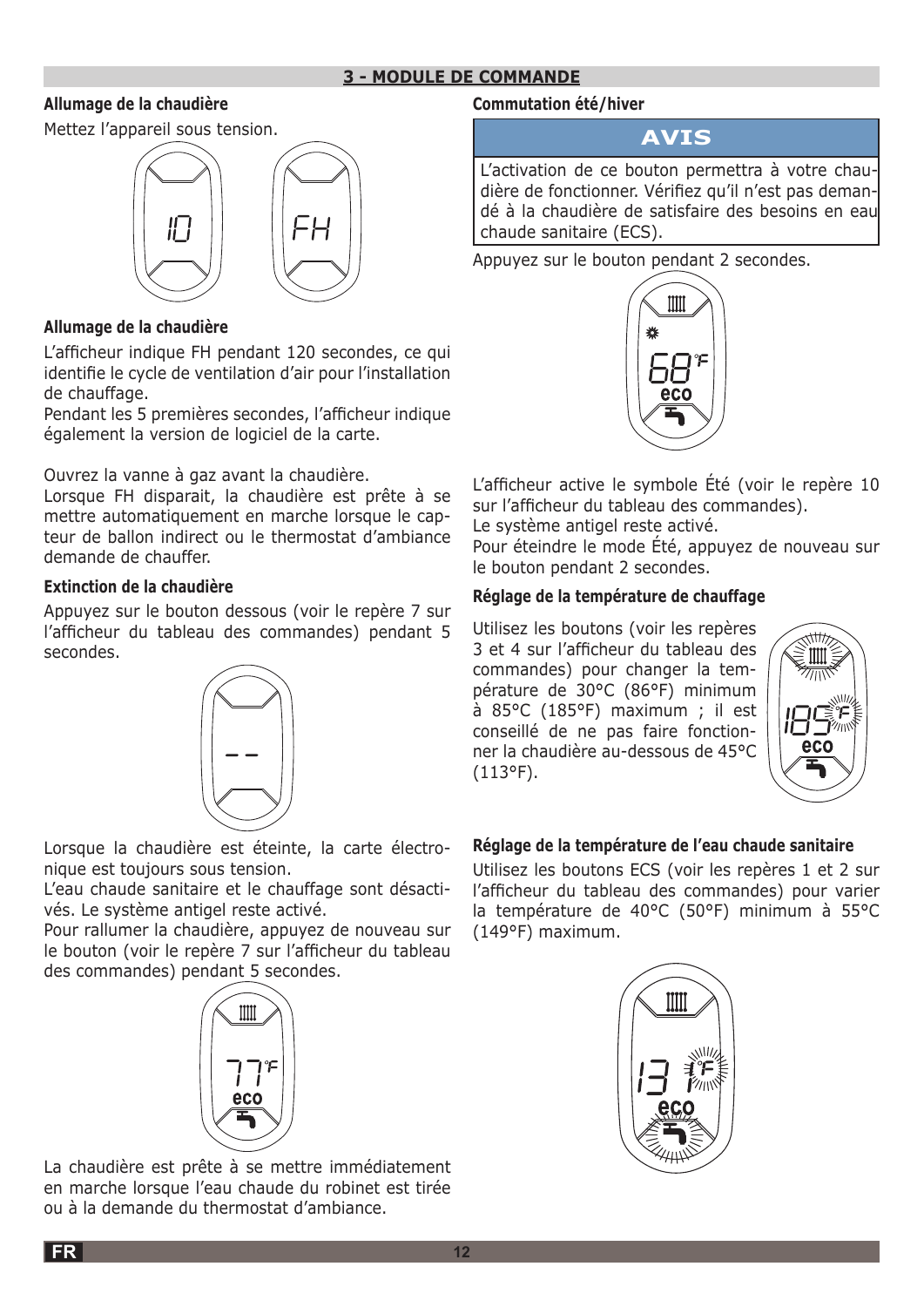## 3 - MODULE DE COMMANDE

### Allumage de la chaudière

Mettez l'appareil sous tension.

### Allumage de la chaudière

L'afficheur indique FH pendant 120 secondes, ce qui identifie le cycle de ventilation d'air pour l'installation de chauffage.
Pendant les 5 premières secondes, l'afficheur indique également la version de logiciel de la carte.

Ouvrez la vanne à gaz avant la chaudière.
Lorsque FH disparait, la chaudière est prête à se mettre automatiquement en marche lorsque le capteur de ballon indirect ou le thermostat d'ambiance demande de chauffer.

### Extinction de la chaudière

Appuyez sur le bouton dessous (voir le repère 7 sur l'afficheur du tableau des commandes) pendant 5 secondes.

Lorsque la chaudière est éteinte, la carte électronique est toujours sous tension.
L'eau chaude sanitaire et le chauffage sont désactivés. Le système antigel reste activé.
Pour rallumer la chaudière, appuyez de nouveau sur le bouton (voir le repère 7 sur l'afficheur du tableau des commandes) pendant 5 secondes.

La chaudière est prête à se mettre immédiatement en marche lorsque l'eau chaude du robinet est tirée ou à la demande du thermostat d'ambiance.

### Commutation été/hiver

**AVIS**

L'activation de ce bouton permettra à votre chaudière de fonctionner. Vérifiez qu'il n'est pas demandé à la chaudière de satisfaire des besoins en eau chaude sanitaire (ECS).

Appuyez sur le bouton pendant 2 secondes.

L'afficheur active le symbole Été (voir le repère 10 sur l'afficheur du tableau des commandes).
Le système antigel reste activé.
Pour éteindre le mode Été, appuyez de nouveau sur le bouton pendant 2 secondes.

### Réglage de la température de chauffage

Utilisez les boutons (voir les repères 3 et 4 sur l'afficheur du tableau des commandes) pour changer la température de 30°C (86°F) minimum à 85°C (185°F) maximum ; il est conseillé de ne pas faire fonctionner la chaudière au-dessous de 45°C (113°F).

### Réglage de la température de l'eau chaude sanitaire

Utilisez les boutons ECS (voir les repères 1 et 2 sur l'afficheur du tableau des commandes) pour varier la température de 40°C (50°F) minimum à 55°C (149°F) maximum.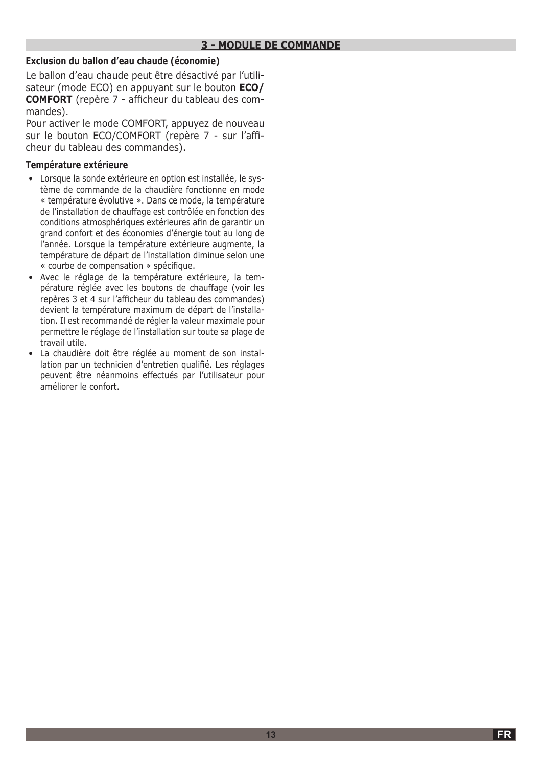## 3 - MODULE DE COMMANDE

### Exclusion du ballon d'eau chaude (économie)

Le ballon d'eau chaude peut être désactivé par l'utilisateur (mode ECO) en appuyant sur le bouton **ECO/COMFORT** (repère 7 - afficheur du tableau des commandes).

Pour activer le mode COMFORT, appuyez de nouveau sur le bouton ECO/COMFORT (repère 7 - sur l'afficheur du tableau des commandes).

### Température extérieure

- Lorsque la sonde extérieure en option est installée, le système de commande de la chaudière fonctionne en mode « température évolutive ». Dans ce mode, la température de l'installation de chauffage est contrôlée en fonction des conditions atmosphériques extérieures afin de garantir un grand confort et des économies d'énergie tout au long de l'année. Lorsque la température extérieure augmente, la température de départ de l'installation diminue selon une « courbe de compensation » spécifique.
- Avec le réglage de la température extérieure, la température réglée avec les boutons de chauffage (voir les repères 3 et 4 sur l'afficheur du tableau des commandes) devient la température maximum de départ de l'installation. Il est recommandé de régler la valeur maximale pour permettre le réglage de l'installation sur toute sa plage de travail utile.
- La chaudière doit être réglée au moment de son installation par un technicien d'entretien qualifié. Les réglages peuvent être néanmoins effectués par l'utilisateur pour améliorer le confort.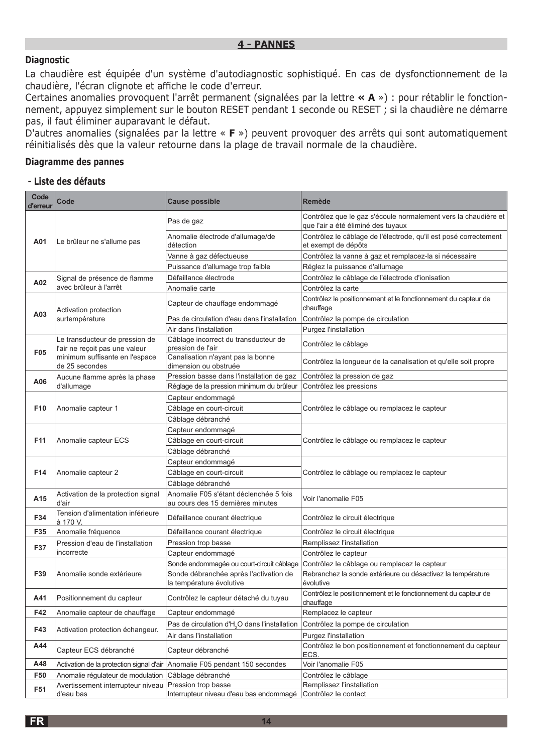## 4 - PANNES

### Diagnostic

La chaudière est équipée d'un système d'autodiagnostic sophistiqué. En cas de dysfonctionnement de la chaudière, l'écran clignote et affiche le code d'erreur.

Certaines anomalies provoquent l'arrêt permanent (signalées par la lettre **« A** ») : pour rétablir le fonctionnement, appuyez simplement sur le bouton RESET pendant 1 seconde ou RESET ; si la chaudière ne démarre pas, il faut éliminer auparavant le défaut.

D'autres anomalies (signalées par la lettre « **F** ») peuvent provoquer des arrêts qui sont automatiquement réinitialisés dès que la valeur retourne dans la plage de travail normale de la chaudière.

### Diagramme des pannes

#### - Liste des défauts

| Code d'erreur | Code | Cause possible | Remède |
|---|---|---|---|
| A01 | Le brûleur ne s'allume pas | Pas de gaz | Contrôlez que le gaz s'écoule normalement vers la chaudière et que l'air a été éliminé des tuyaux |
| | | Anomalie électrode d'allumage/de détection | Contrôlez le câblage de l'électrode, qu'il est posé correctement et exempt de dépôts |
| | | Vanne à gaz défectueuse | Contrôlez la vanne à gaz et remplacez-la si nécessaire |
| | | Puissance d'allumage trop faible | Réglez la puissance d'allumage |
| A02 | Signal de présence de flamme avec brûleur à l'arrêt | Défaillance électrode | Contrôlez le câblage de l'électrode d'ionisation |
| | | Anomalie carte | Contrôlez la carte |
| A03 | Activation protection surtempérature | Capteur de chauffage endommagé | Contrôlez le positionnement et le fonctionnement du capteur de chauffage |
| | | Pas de circulation d'eau dans l'installation | Contrôlez la pompe de circulation |
| | | Air dans l'installation | Purgez l'installation |
| F05 | Le transducteur de pression de l'air ne reçoit pas une valeur minimum suffisante en l'espace de 25 secondes | Câblage incorrect du transducteur de pression de l'air | Contrôlez le câblage |
| | | Canalisation n'ayant pas la bonne dimension ou obstruée | Contrôlez la longueur de la canalisation et qu'elle soit propre |
| A06 | Aucune flamme après la phase d'allumage | Pression basse dans l'installation de gaz | Contrôlez la pression de gaz |
| | | Réglage de la pression minimum du brûleur | Contrôlez les pressions |
| F10 | Anomalie capteur 1 | Capteur endommagé | Contrôlez le câblage ou remplacez le capteur |
| | | Câblage en court-circuit | |
| | | Câblage débranché | |
| F11 | Anomalie capteur ECS | Capteur endommagé | Contrôlez le câblage ou remplacez le capteur |
| | | Câblage en court-circuit | |
| | | Câblage débranché | |
| F14 | Anomalie capteur 2 | Capteur endommagé | Contrôlez le câblage ou remplacez le capteur |
| | | Câblage en court-circuit | |
| | | Câblage débranché | |
| A15 | Activation de la protection signal d'air | Anomalie F05 s'étant déclenchée 5 fois au cours des 15 dernières minutes | Voir l'anomalie F05 |
| F34 | Tension d'alimentation inférieure à 170 V. | Défaillance courant électrique | Contrôlez le circuit électrique |
| F35 | Anomalie fréquence | Défaillance courant électrique | Contrôlez le circuit électrique |
| F37 | Pression d'eau de l'installation incorrecte | Pression trop basse | Remplissez l'installation |
| | | Capteur endommagé | Contrôlez le capteur |
| F39 | Anomalie sonde extérieure | Sonde endommagée ou court-circuit câblage | Contrôlez le câblage ou remplacez le capteur |
| | | Sonde débranchée après l'activation de la température évolutive | Rebranchez la sonde extérieure ou désactivez la température évolutive |
| A41 | Positionnement du capteur | Contrôlez le capteur détaché du tuyau | Contrôlez le positionnement et le fonctionnement du capteur de chauffage |
| F42 | Anomalie capteur de chauffage | Capteur endommagé | Remplacez le capteur |
| F43 | Activation protection échangeur. | Pas de circulation d'$H_2O$ dans l'installation | Contrôlez la pompe de circulation |
| | | Air dans l'installation | Purgez l'installation |
| A44 | Capteur ECS débranché | Capteur débranché | Contrôlez le bon positionnement et fonctionnement du capteur ECS. |
| A48 | Activation de la protection signal d'air | Anomalie F05 pendant 150 secondes | Voir l'anomalie F05 |
| F50 | Anomalie régulateur de modulation | Câblage débranché | Contrôlez le câblage |
| F51 | Avertissement interrupteur niveau d'eau bas | Pression trop basse | Remplissez l'installation |
| | | Interrupteur niveau d'eau bas endommagé | Contrôlez le contact |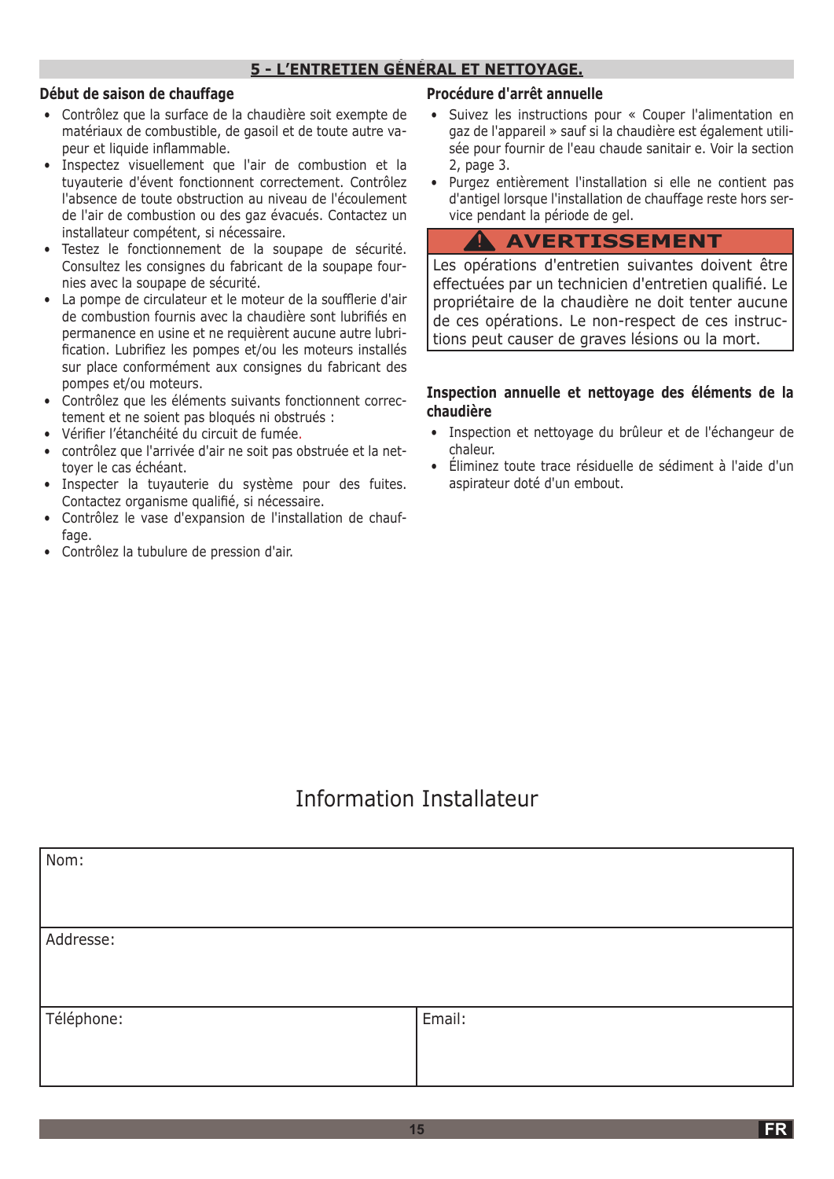## 5 - L'ENTRETIEN GÉNÉRAL ET NETTOYAGE.

### Début de saison de chauffage

- Contrôlez que la surface de la chaudière soit exempte de matériaux de combustible, de gasoil et de toute autre vapeur et liquide inflammable.
- Inspectez visuellement que l'air de combustion et la tuyauterie d'évent fonctionnent correctement. Contrôlez l'absence de toute obstruction au niveau de l'écoulement de l'air de combustion ou des gaz évacués. Contactez un installateur compétent, si nécessaire.
- Testez le fonctionnement de la soupape de sécurité. Consultez les consignes du fabricant de la soupape fournies avec la soupape de sécurité.
- La pompe de circulateur et le moteur de la soufflerie d'air de combustion fournis avec la chaudière sont lubrifiés en permanence en usine et ne requièrent aucune autre lubrification. Lubrifiez les pompes et/ou les moteurs installés sur place conformément aux consignes du fabricant des pompes et/ou moteurs.
- Contrôlez que les éléments suivants fonctionnent correctement et ne soient pas bloqués ni obstrués :
- Vérifier l'étanchéité du circuit de fumée.
- contrôlez que l'arrivée d'air ne soit pas obstruée et la nettoyer le cas échéant.
- Inspecter la tuyauterie du système pour des fuites. Contactez organisme qualifié, si nécessaire.
- Contrôlez le vase d'expansion de l'installation de chauffage.
- Contrôlez la tubulure de pression d'air.

### Procédure d'arrêt annuelle

- Suivez les instructions pour « Couper l'alimentation en gaz de l'appareil » sauf si la chaudière est également utilisée pour fournir de l'eau chaude sanitair e. Voir la section 2, page 3.
- Purgez entièrement l'installation si elle ne contient pas d'antigel lorsque l'installation de chauffage reste hors service pendant la période de gel.

**⚠ AVERTISSEMENT**

Les opérations d'entretien suivantes doivent être effectuées par un technicien d'entretien qualifié. Le propriétaire de la chaudière ne doit tenter aucune de ces opérations. Le non-respect de ces instructions peut causer de graves lésions ou la mort.

### Inspection annuelle et nettoyage des éléments de la chaudière

- Inspection et nettoyage du brûleur et de l'échangeur de chaleur.
- Éliminez toute trace résiduelle de sédiment à l'aide d'un aspirateur doté d'un embout.

## Information Installateur

| | |
|---|---|
| Nom: | |
| Addresse: | |
| Téléphone: | Email: |